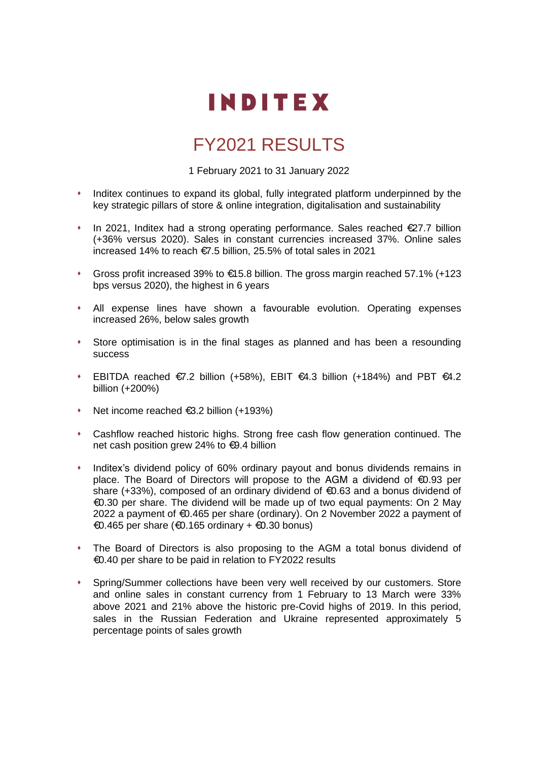# INDITEX

## FY2021 RESULTS

1 February 2021 to 31 January 2022

- Inditex continues to expand its global, fully integrated platform underpinned by the key strategic pillars of store & online integration, digitalisation and sustainability
- In 2021, Inditex had a strong operating performance. Sales reached €27.7 billion (+36% versus 2020). Sales in constant currencies increased 37%. Online sales increased 14% to reach €7.5 billion, 25.5% of total sales in 2021
- Gross profit increased 39% to €15.8 billion. The gross margin reached 57.1% (+123 bps versus 2020), the highest in 6 years
- All expense lines have shown a favourable evolution. Operating expenses increased 26%, below sales growth
- Store optimisation is in the final stages as planned and has been a resounding success
- EBITDA reached €7.2 billion (+58%), EBIT €4.3 billion (+184%) and PBT €4.2 billion (+200%)
- Net income reached €3.2 billion (+193%)
- Cashflow reached historic highs. Strong free cash flow generation continued. The net cash position grew 24% to €9.4 billion
- Inditex's dividend policy of 60% ordinary payout and bonus dividends remains in place. The Board of Directors will propose to the AGM a dividend of €0.93 per share (+33%), composed of an ordinary dividend of €0.63 and a bonus dividend of €0.30 per share. The dividend will be made up of two equal payments: On 2 May 2022 a payment of €0.465 per share (ordinary). On 2 November 2022 a payment of €0.465 per share (€0.165 ordinary + €0.30 bonus)
- The Board of Directors is also proposing to the AGM a total bonus dividend of €0.40 per share to be paid in relation to FY2022 results
- Spring/Summer collections have been very well received by our customers. Store and online sales in constant currency from 1 February to 13 March were 33% above 2021 and 21% above the historic pre-Covid highs of 2019. In this period, sales in the Russian Federation and Ukraine represented approximately 5 percentage points of sales growth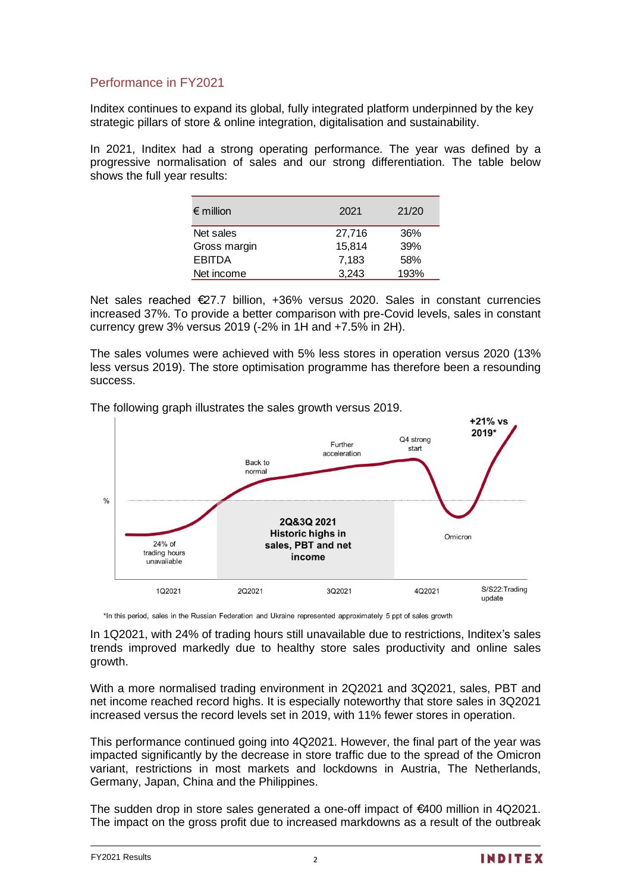## Performance in FY2021

Inditex continues to expand its global, fully integrated platform underpinned by the key strategic pillars of store & online integration, digitalisation and sustainability.

In 2021, Inditex had a strong operating performance. The year was defined by a progressive normalisation of sales and our strong differentiation. The table below shows the full year results:

| € million | 2021 | 21/20 |
|---|---|---|
| Net sales | 27,716 | 36% |
| Gross margin | 15,814 | 39% |
| EBITDA | 7,183 | 58% |
| Net income | 3,243 | 193% |

Net sales reached €27.7 billion, +36% versus 2020. Sales in constant currencies increased 37%. To provide a better comparison with pre-Covid levels, sales in constant currency grew 3% versus 2019 (-2% in 1H and +7.5% in 2H).

The sales volumes were achieved with 5% less stores in operation versus 2020 (13% less versus 2019). The store optimisation programme has therefore been a resounding success.

The following graph illustrates the sales growth versus 2019.

*In this period, sales in the Russian Federation and Ukraine represented approximately 5 ppt of sales growth

In 1Q2021, with 24% of trading hours still unavailable due to restrictions, Inditex's sales trends improved markedly due to healthy store sales productivity and online sales growth.

With a more normalised trading environment in 2Q2021 and 3Q2021, sales, PBT and net income reached record highs. It is especially noteworthy that store sales in 3Q2021 increased versus the record levels set in 2019, with 11% fewer stores in operation.

This performance continued going into 4Q2021. However, the final part of the year was impacted significantly by the decrease in store traffic due to the spread of the Omicron variant, restrictions in most markets and lockdowns in Austria, The Netherlands, Germany, Japan, China and the Philippines.

The sudden drop in store sales generated a one-off impact of €400 million in 4Q2021. The impact on the gross profit due to increased markdowns as a result of the outbreak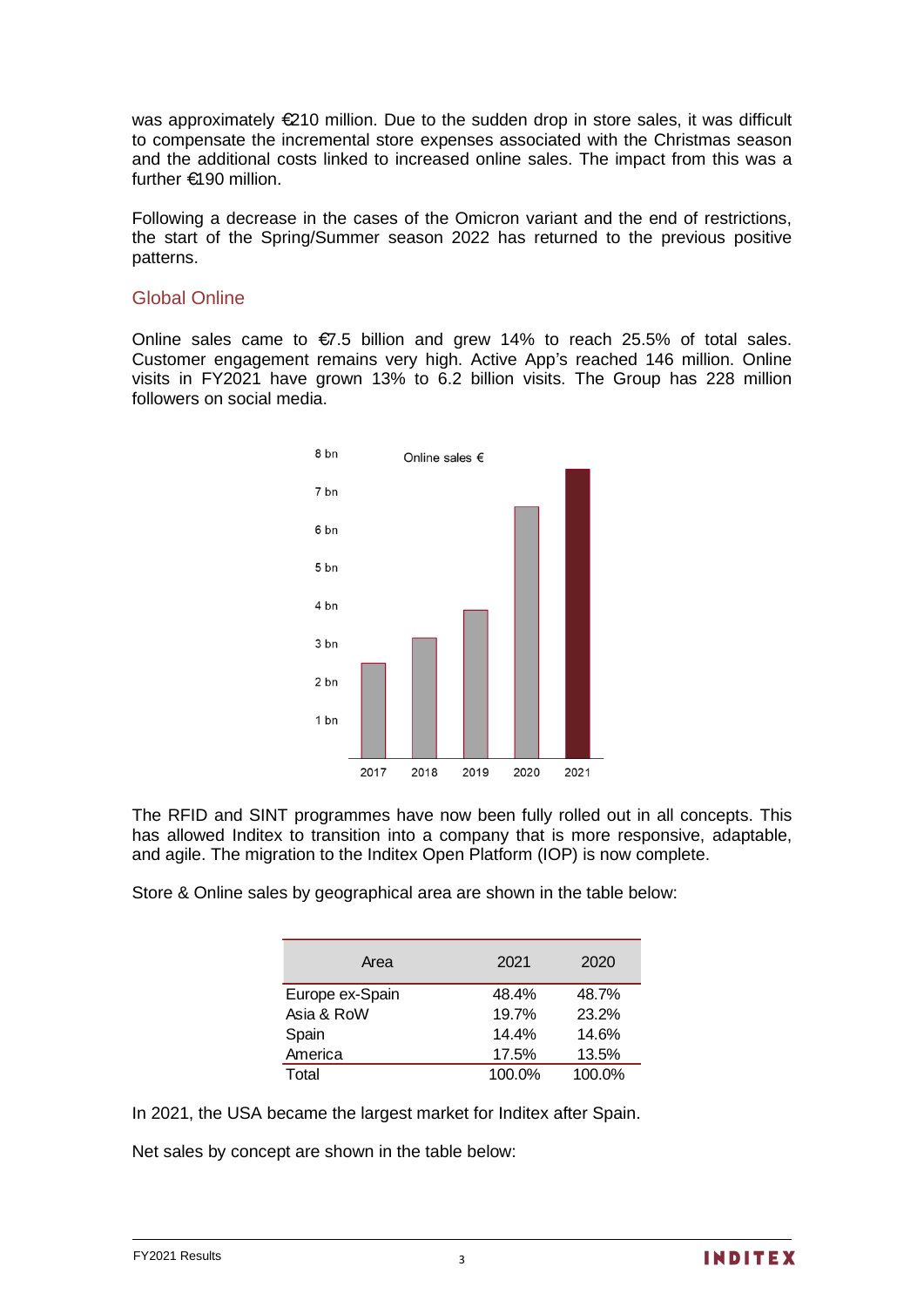was approximately €210 million. Due to the sudden drop in store sales, it was difficult to compensate the incremental store expenses associated with the Christmas season and the additional costs linked to increased online sales. The impact from this was a further €190 million.

Following a decrease in the cases of the Omicron variant and the end of restrictions, the start of the Spring/Summer season 2022 has returned to the previous positive patterns.

## Global Online

Online sales came to €7.5 billion and grew 14% to reach 25.5% of total sales. Customer engagement remains very high. Active App's reached 146 million. Online visits in FY2021 have grown 13% to 6.2 billion visits. The Group has 228 million followers on social media.

The RFID and SINT programmes have now been fully rolled out in all concepts. This has allowed Inditex to transition into a company that is more responsive, adaptable, and agile. The migration to the Inditex Open Platform (IOP) is now complete.

Store & Online sales by geographical area are shown in the table below:

| Area | 2021 | 2020 |
|---|---|---|
| Europe ex-Spain | 48.4% | 48.7% |
| Asia & RoW | 19.7% | 23.2% |
| Spain | 14.4% | 14.6% |
| America | 17.5% | 13.5% |
| Total | 100.0% | 100.0% |

In 2021, the USA became the largest market for Inditex after Spain.

Net sales by concept are shown in the table below: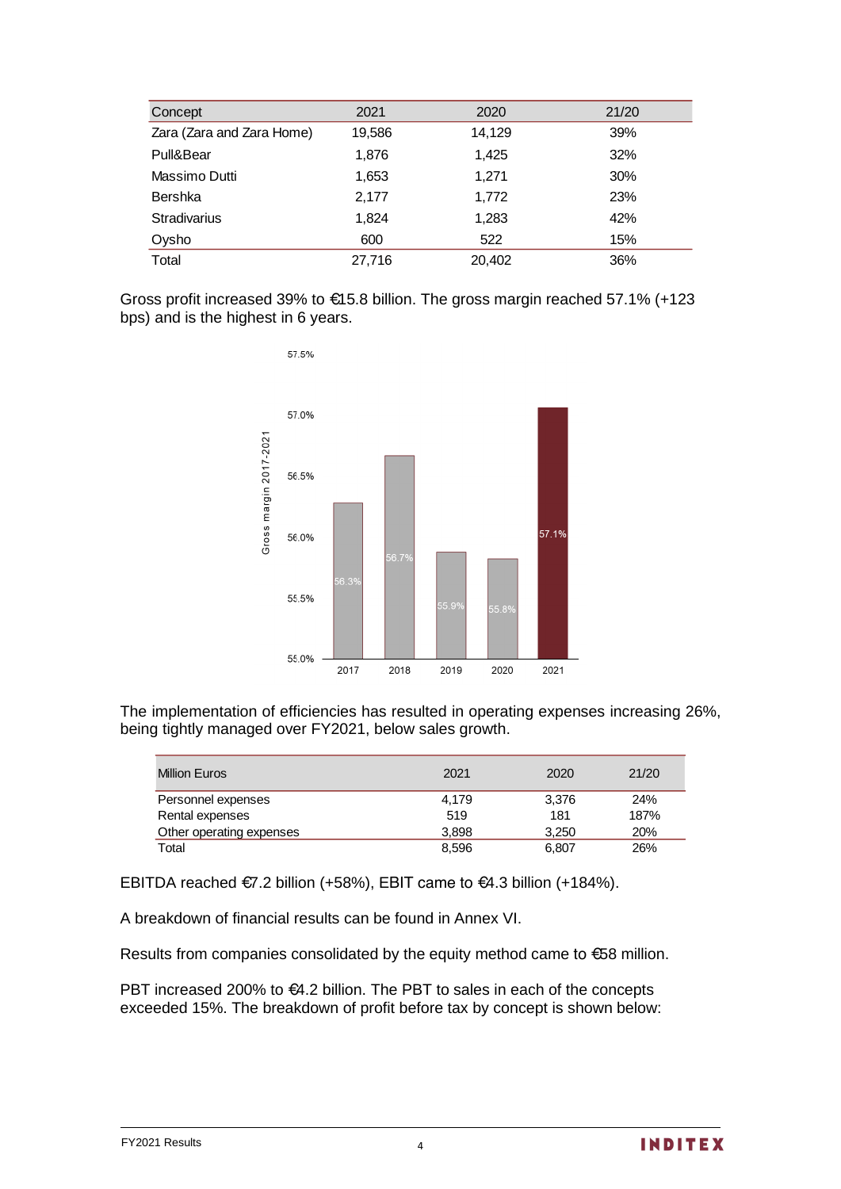| Concept | 2021 | 2020 | 21/20 |
|---|---|---|---|
| Zara (Zara and Zara Home) | 19,586 | 14,129 | 39% |
| Pull&Bear | 1,876 | 1,425 | 32% |
| Massimo Dutti | 1,653 | 1,271 | 30% |
| Bershka | 2,177 | 1,772 | 23% |
| Stradivarius | 1,824 | 1,283 | 42% |
| Oysho | 600 | 522 | 15% |
| Total | 27,716 | 20,402 | 36% |

Gross profit increased 39% to €15.8 billion. The gross margin reached 57.1% (+123 bps) and is the highest in 6 years.

The implementation of efficiencies has resulted in operating expenses increasing 26%, being tightly managed over FY2021, below sales growth.

| Million Euros | 2021 | 2020 | 21/20 |
|---|---|---|---|
| Personnel expenses | 4,179 | 3,376 | 24% |
| Rental expenses | 519 | 181 | 187% |
| Other operating expenses | 3,898 | 3,250 | 20% |
| Total | 8,596 | 6,807 | 26% |

EBITDA reached €7.2 billion (+58%), EBIT came to €4.3 billion (+184%).

A breakdown of financial results can be found in Annex VI.

Results from companies consolidated by the equity method came to €58 million.

PBT increased 200% to €4.2 billion. The PBT to sales in each of the concepts exceeded 15%. The breakdown of profit before tax by concept is shown below: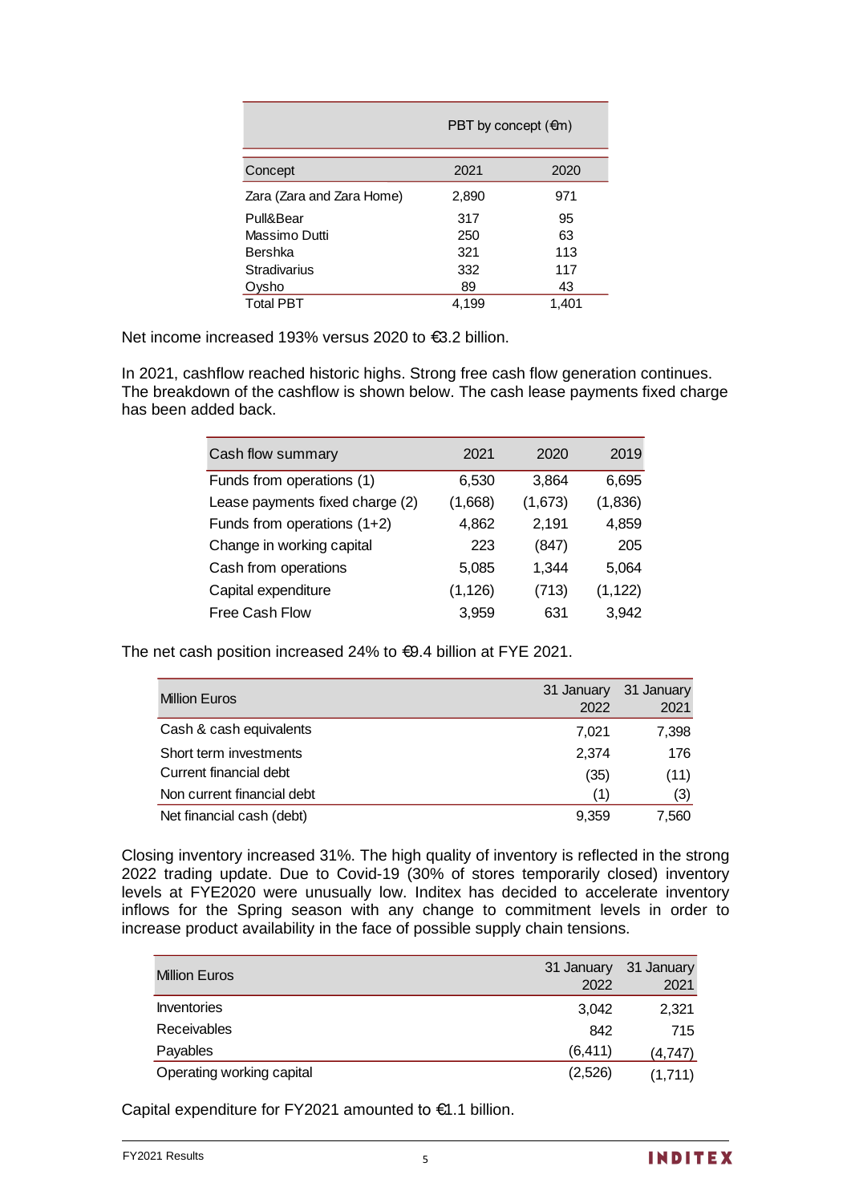| Concept | PBT by concept (€m) 2021 | 2020 |
|---|---|---|
| Zara (Zara and Zara Home) | 2,890 | 971 |
| Pull&Bear | 317 | 95 |
| Massimo Dutti | 250 | 63 |
| Bershka | 321 | 113 |
| Stradivarius | 332 | 117 |
| Oysho | 89 | 43 |
| Total PBT | 4,199 | 1,401 |

Net income increased 193% versus 2020 to €3.2 billion.

In 2021, cashflow reached historic highs. Strong free cash flow generation continues. The breakdown of the cashflow is shown below. The cash lease payments fixed charge has been added back.

| Cash flow summary | 2021 | 2020 | 2019 |
|---|---|---|---|
| Funds from operations (1) | 6,530 | 3,864 | 6,695 |
| Lease payments fixed charge (2) | (1,668) | (1,673) | (1,836) |
| Funds from operations (1+2) | 4,862 | 2,191 | 4,859 |
| Change in working capital | 223 | (847) | 205 |
| Cash from operations | 5,085 | 1,344 | 5,064 |
| Capital expenditure | (1,126) | (713) | (1,122) |
| Free Cash Flow | 3,959 | 631 | 3,942 |

The net cash position increased 24% to €9.4 billion at FYE 2021.

| Million Euros | 31 January 2022 | 31 January 2021 |
|---|---|---|
| Cash & cash equivalents | 7,021 | 7,398 |
| Short term investments | 2,374 | 176 |
| Current financial debt | (35) | (11) |
| Non current financial debt | (1) | (3) |
| Net financial cash (debt) | 9,359 | 7,560 |

Closing inventory increased 31%. The high quality of inventory is reflected in the strong 2022 trading update. Due to Covid-19 (30% of stores temporarily closed) inventory levels at FYE2020 were unusually low. Inditex has decided to accelerate inventory inflows for the Spring season with any change to commitment levels in order to increase product availability in the face of possible supply chain tensions.

| Million Euros | 31 January 2022 | 31 January 2021 |
|---|---|---|
| Inventories | 3,042 | 2,321 |
| Receivables | 842 | 715 |
| Payables | (6,411) | (4,747) |
| Operating working capital | (2,526) | (1,711) |

Capital expenditure for FY2021 amounted to €1.1 billion.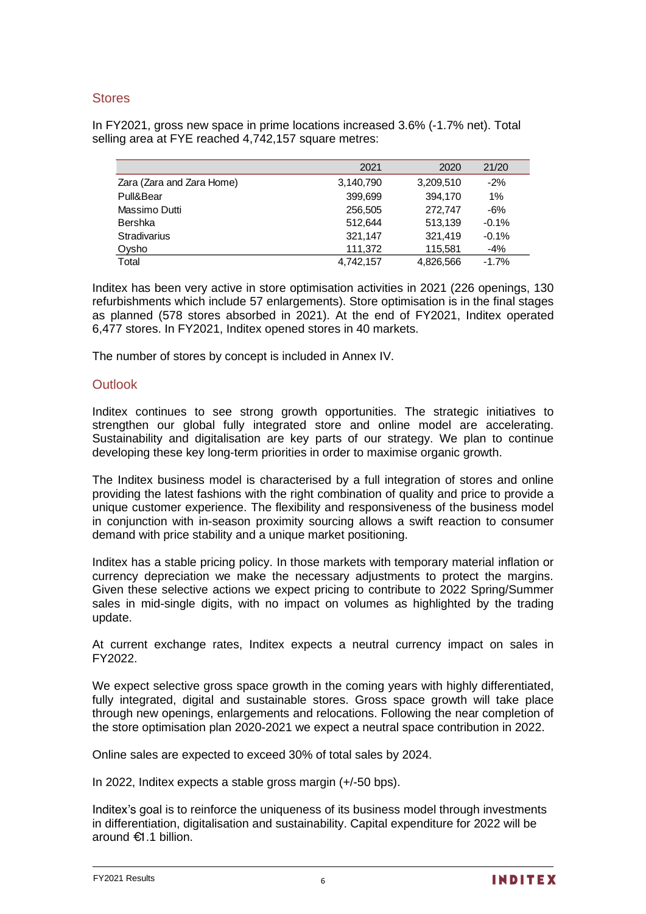## Stores

In FY2021, gross new space in prime locations increased 3.6% (-1.7% net). Total selling area at FYE reached 4,742,157 square metres:

| | 2021 | 2020 | 21/20 |
|---|---|---|---|
| Zara (Zara and Zara Home) | 3,140,790 | 3,209,510 | -2% |
| Pull&Bear | 399,699 | 394,170 | 1% |
| Massimo Dutti | 256,505 | 272,747 | -6% |
| Bershka | 512,644 | 513,139 | -0.1% |
| Stradivarius | 321,147 | 321,419 | -0.1% |
| Oysho | 111,372 | 115,581 | -4% |
| Total | 4,742,157 | 4,826,566 | -1.7% |

Inditex has been very active in store optimisation activities in 2021 (226 openings, 130 refurbishments which include 57 enlargements). Store optimisation is in the final stages as planned (578 stores absorbed in 2021). At the end of FY2021, Inditex operated 6,477 stores. In FY2021, Inditex opened stores in 40 markets.

The number of stores by concept is included in Annex IV.

## Outlook

Inditex continues to see strong growth opportunities. The strategic initiatives to strengthen our global fully integrated store and online model are accelerating. Sustainability and digitalisation are key parts of our strategy. We plan to continue developing these key long-term priorities in order to maximise organic growth.

The Inditex business model is characterised by a full integration of stores and online providing the latest fashions with the right combination of quality and price to provide a unique customer experience. The flexibility and responsiveness of the business model in conjunction with in-season proximity sourcing allows a swift reaction to consumer demand with price stability and a unique market positioning.

Inditex has a stable pricing policy. In those markets with temporary material inflation or currency depreciation we make the necessary adjustments to protect the margins. Given these selective actions we expect pricing to contribute to 2022 Spring/Summer sales in mid-single digits, with no impact on volumes as highlighted by the trading update.

At current exchange rates, Inditex expects a neutral currency impact on sales in FY2022.

We expect selective gross space growth in the coming years with highly differentiated, fully integrated, digital and sustainable stores. Gross space growth will take place through new openings, enlargements and relocations. Following the near completion of the store optimisation plan 2020-2021 we expect a neutral space contribution in 2022.

Online sales are expected to exceed 30% of total sales by 2024.

In 2022, Inditex expects a stable gross margin (+/-50 bps).

Inditex's goal is to reinforce the uniqueness of its business model through investments in differentiation, digitalisation and sustainability. Capital expenditure for 2022 will be around €1.1 billion.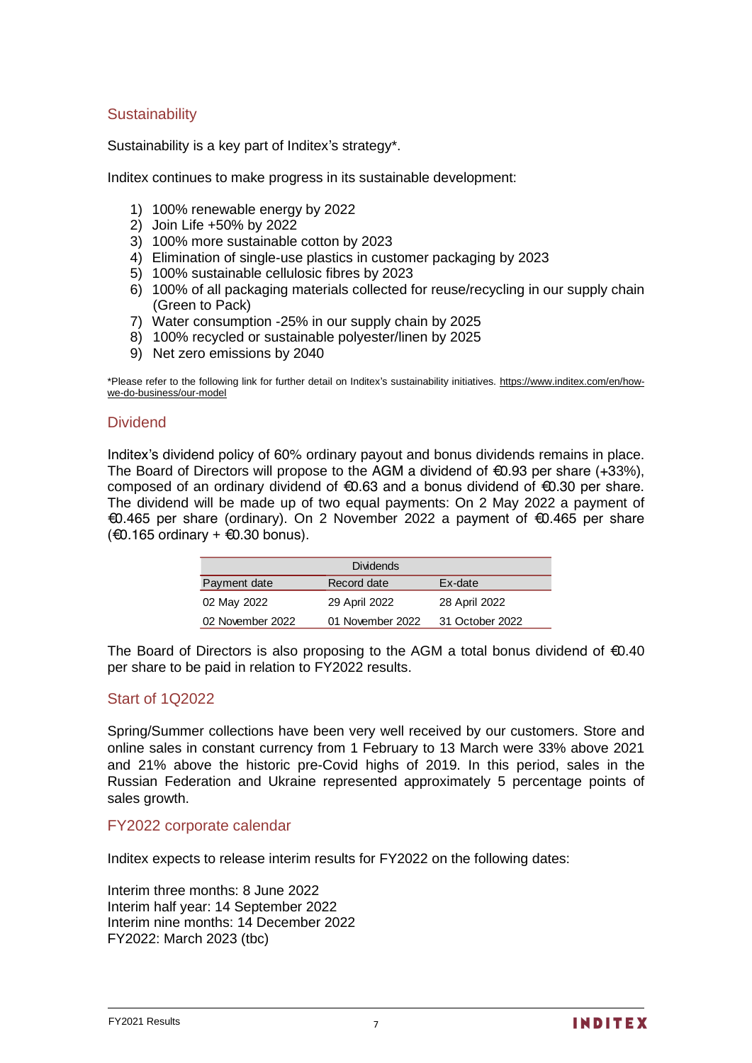## Sustainability

Sustainability is a key part of Inditex's strategy*.

Inditex continues to make progress in its sustainable development:

1) 100% renewable energy by 2022
2) Join Life +50% by 2022
3) 100% more sustainable cotton by 2023
4) Elimination of single-use plastics in customer packaging by 2023
5) 100% sustainable cellulosic fibres by 2023
6) 100% of all packaging materials collected for reuse/recycling in our supply chain (Green to Pack)
7) Water consumption -25% in our supply chain by 2025
8) 100% recycled or sustainable polyester/linen by 2025
9) Net zero emissions by 2040

*Please refer to the following link for further detail on Inditex's sustainability initiatives. https://www.inditex.com/en/how-we-do-business/our-model

## Dividend

Inditex's dividend policy of 60% ordinary payout and bonus dividends remains in place. The Board of Directors will propose to the AGM a dividend of €0.93 per share (+33%), composed of an ordinary dividend of €0.63 and a bonus dividend of €0.30 per share. The dividend will be made up of two equal payments: On 2 May 2022 a payment of €0.465 per share (ordinary). On 2 November 2022 a payment of €0.465 per share (€0.165 ordinary + €0.30 bonus).

| Dividends | | |
|---|---|---|
| Payment date | Record date | Ex-date |
| 02 May 2022 | 29 April 2022 | 28 April 2022 |
| 02 November 2022 | 01 November 2022 | 31 October 2022 |

The Board of Directors is also proposing to the AGM a total bonus dividend of €0.40 per share to be paid in relation to FY2022 results.

## Start of 1Q2022

Spring/Summer collections have been very well received by our customers. Store and online sales in constant currency from 1 February to 13 March were 33% above 2021 and 21% above the historic pre-Covid highs of 2019. In this period, sales in the Russian Federation and Ukraine represented approximately 5 percentage points of sales growth.

## FY2022 corporate calendar

Inditex expects to release interim results for FY2022 on the following dates:

Interim three months: 8 June 2022
Interim half year: 14 September 2022
Interim nine months: 14 December 2022
FY2022: March 2023 (tbc)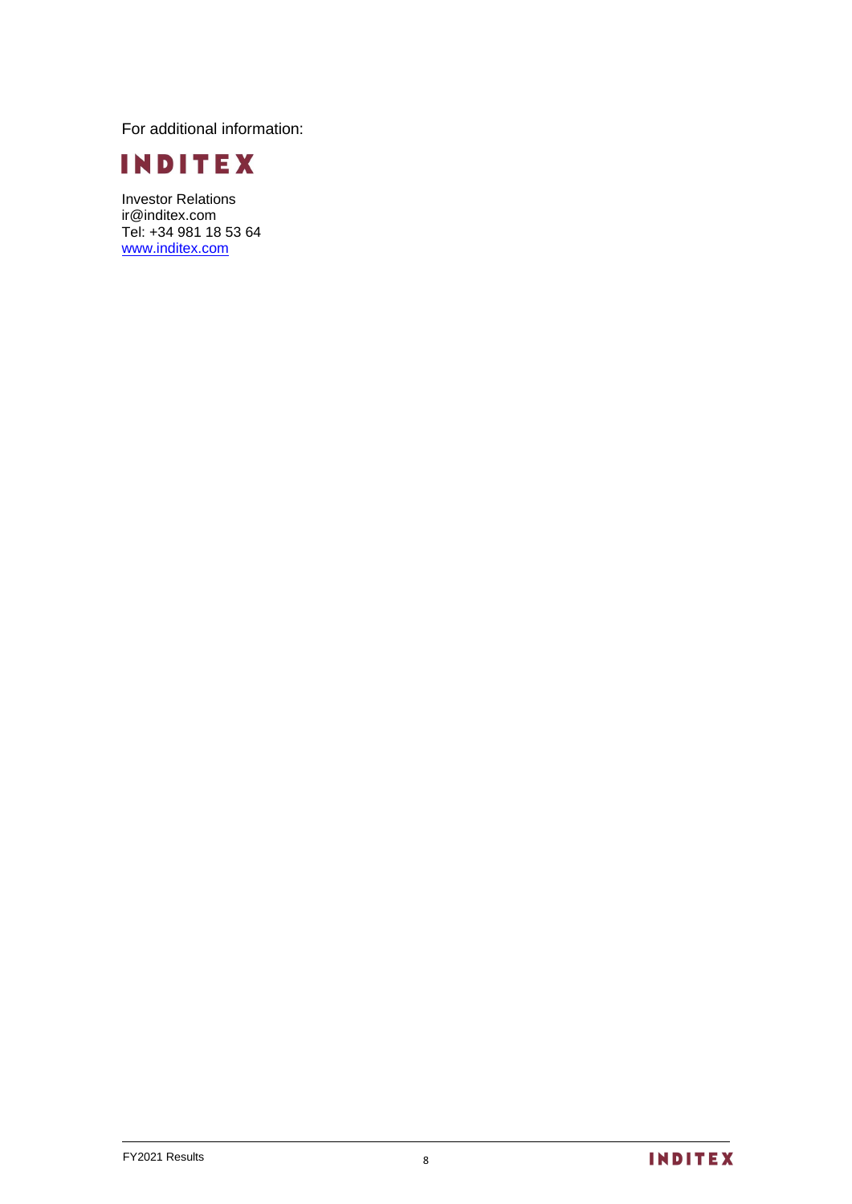For additional information:

**INDITEX**

Investor Relations
ir@inditex.com
Tel: +34 981 18 53 64
www.inditex.com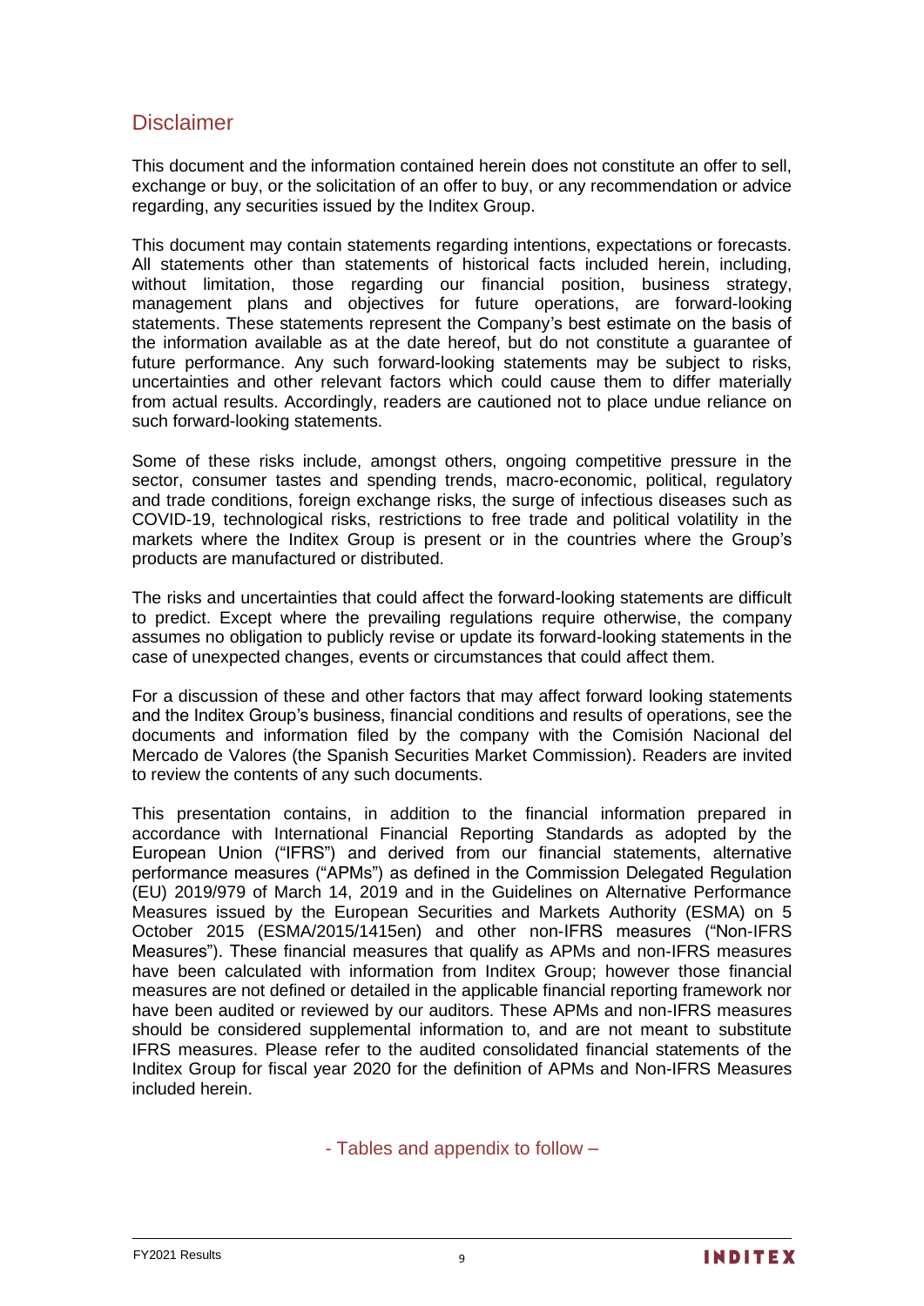## Disclaimer

This document and the information contained herein does not constitute an offer to sell, exchange or buy, or the solicitation of an offer to buy, or any recommendation or advice regarding, any securities issued by the Inditex Group.

This document may contain statements regarding intentions, expectations or forecasts. All statements other than statements of historical facts included herein, including, without limitation, those regarding our financial position, business strategy, management plans and objectives for future operations, are forward-looking statements. These statements represent the Company's best estimate on the basis of the information available as at the date hereof, but do not constitute a guarantee of future performance. Any such forward-looking statements may be subject to risks, uncertainties and other relevant factors which could cause them to differ materially from actual results. Accordingly, readers are cautioned not to place undue reliance on such forward-looking statements.

Some of these risks include, amongst others, ongoing competitive pressure in the sector, consumer tastes and spending trends, macro-economic, political, regulatory and trade conditions, foreign exchange risks, the surge of infectious diseases such as COVID-19, technological risks, restrictions to free trade and political volatility in the markets where the Inditex Group is present or in the countries where the Group's products are manufactured or distributed.

The risks and uncertainties that could affect the forward-looking statements are difficult to predict. Except where the prevailing regulations require otherwise, the company assumes no obligation to publicly revise or update its forward-looking statements in the case of unexpected changes, events or circumstances that could affect them.

For a discussion of these and other factors that may affect forward looking statements and the Inditex Group's business, financial conditions and results of operations, see the documents and information filed by the company with the Comisión Nacional del Mercado de Valores (the Spanish Securities Market Commission). Readers are invited to review the contents of any such documents.

This presentation contains, in addition to the financial information prepared in accordance with International Financial Reporting Standards as adopted by the European Union ("IFRS") and derived from our financial statements, alternative performance measures ("APMs") as defined in the Commission Delegated Regulation (EU) 2019/979 of March 14, 2019 and in the Guidelines on Alternative Performance Measures issued by the European Securities and Markets Authority (ESMA) on 5 October 2015 (ESMA/2015/1415en) and other non-IFRS measures ("Non-IFRS Measures"). These financial measures that qualify as APMs and non-IFRS measures have been calculated with information from Inditex Group; however those financial measures are not defined or detailed in the applicable financial reporting framework nor have been audited or reviewed by our auditors. These APMs and non-IFRS measures should be considered supplemental information to, and are not meant to substitute IFRS measures. Please refer to the audited consolidated financial statements of the Inditex Group for fiscal year 2020 for the definition of APMs and Non-IFRS Measures included herein.

- Tables and appendix to follow –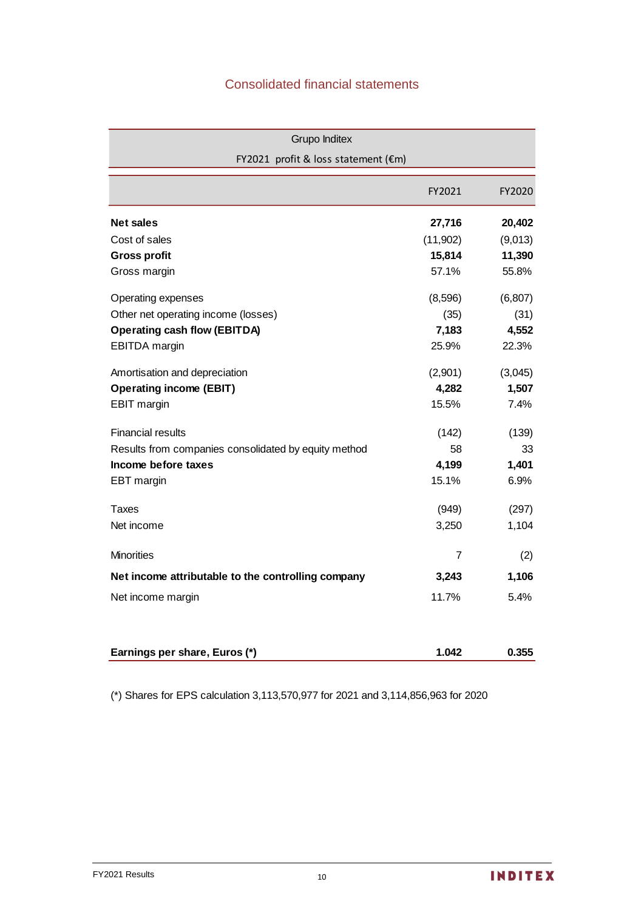## Consolidated financial statements

| Grupo Inditex<br>FY2021 profit & loss statement (€m) | | |
|---|---|---|
| | FY2021 | FY2020 |
| **Net sales** | **27,716** | **20,402** |
| Cost of sales | (11,902) | (9,013) |
| **Gross profit** | **15,814** | **11,390** |
| Gross margin | 57.1% | 55.8% |
| Operating expenses | (8,596) | (6,807) |
| Other net operating income (losses) | (35) | (31) |
| **Operating cash flow (EBITDA)** | **7,183** | **4,552** |
| EBITDA margin | 25.9% | 22.3% |
| Amortisation and depreciation | (2,901) | (3,045) |
| **Operating income (EBIT)** | **4,282** | **1,507** |
| EBIT margin | 15.5% | 7.4% |
| Financial results | (142) | (139) |
| Results from companies consolidated by equity method | 58 | 33 |
| **Income before taxes** | **4,199** | **1,401** |
| EBT margin | 15.1% | 6.9% |
| Taxes | (949) | (297) |
| Net income | 3,250 | 1,104 |
| Minorities | 7 | (2) |
| **Net income attributable to the controlling company** | **3,243** | **1,106** |
| Net income margin | 11.7% | 5.4% |
| **Earnings per share, Euros (*)** | **1.042** | **0.355** |

(*) Shares for EPS calculation 3,113,570,977 for 2021 and 3,114,856,963 for 2020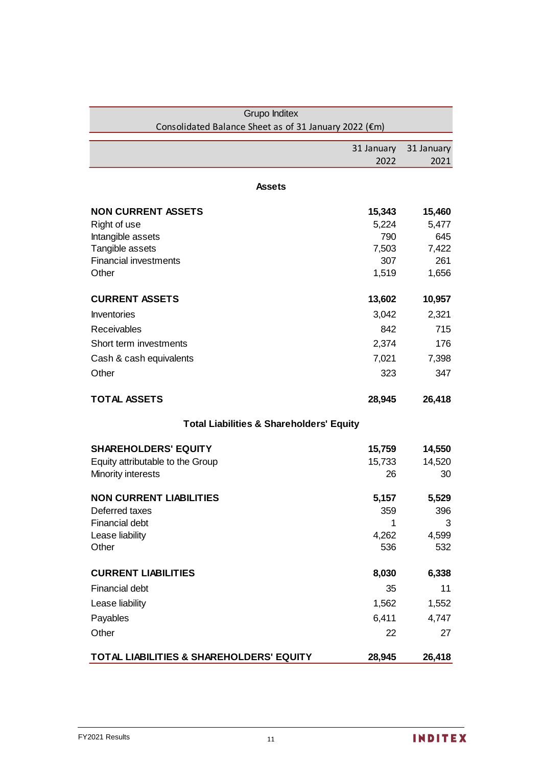## Grupo Inditex

### Consolidated Balance Sheet as of 31 January 2022 (€m)

| | 31 January 2022 | 31 January 2021 |
|---|---|---|
| **Assets** | | |
| **NON CURRENT ASSETS** | **15,343** | **15,460** |
| Right of use | 5,224 | 5,477 |
| Intangible assets | 790 | 645 |
| Tangible assets | 7,503 | 7,422 |
| Financial investments | 307 | 261 |
| Other | 1,519 | 1,656 |
| **CURRENT ASSETS** | **13,602** | **10,957** |
| Inventories | 3,042 | 2,321 |
| Receivables | 842 | 715 |
| Short term investments | 2,374 | 176 |
| Cash & cash equivalents | 7,021 | 7,398 |
| Other | 323 | 347 |
| **TOTAL ASSETS** | **28,945** | **26,418** |
| **Total Liabilities & Shareholders' Equity** | | |
| **SHAREHOLDERS' EQUITY** | **15,759** | **14,550** |
| Equity attributable to the Group | 15,733 | 14,520 |
| Minority interests | 26 | 30 |
| **NON CURRENT LIABILITIES** | **5,157** | **5,529** |
| Deferred taxes | 359 | 396 |
| Financial debt | 1 | 3 |
| Lease liability | 4,262 | 4,599 |
| Other | 536 | 532 |
| **CURRENT LIABILITIES** | **8,030** | **6,338** |
| Financial debt | 35 | 11 |
| Lease liability | 1,562 | 1,552 |
| Payables | 6,411 | 4,747 |
| Other | 22 | 27 |
| **TOTAL LIABILITIES & SHAREHOLDERS' EQUITY** | **28,945** | **26,418** |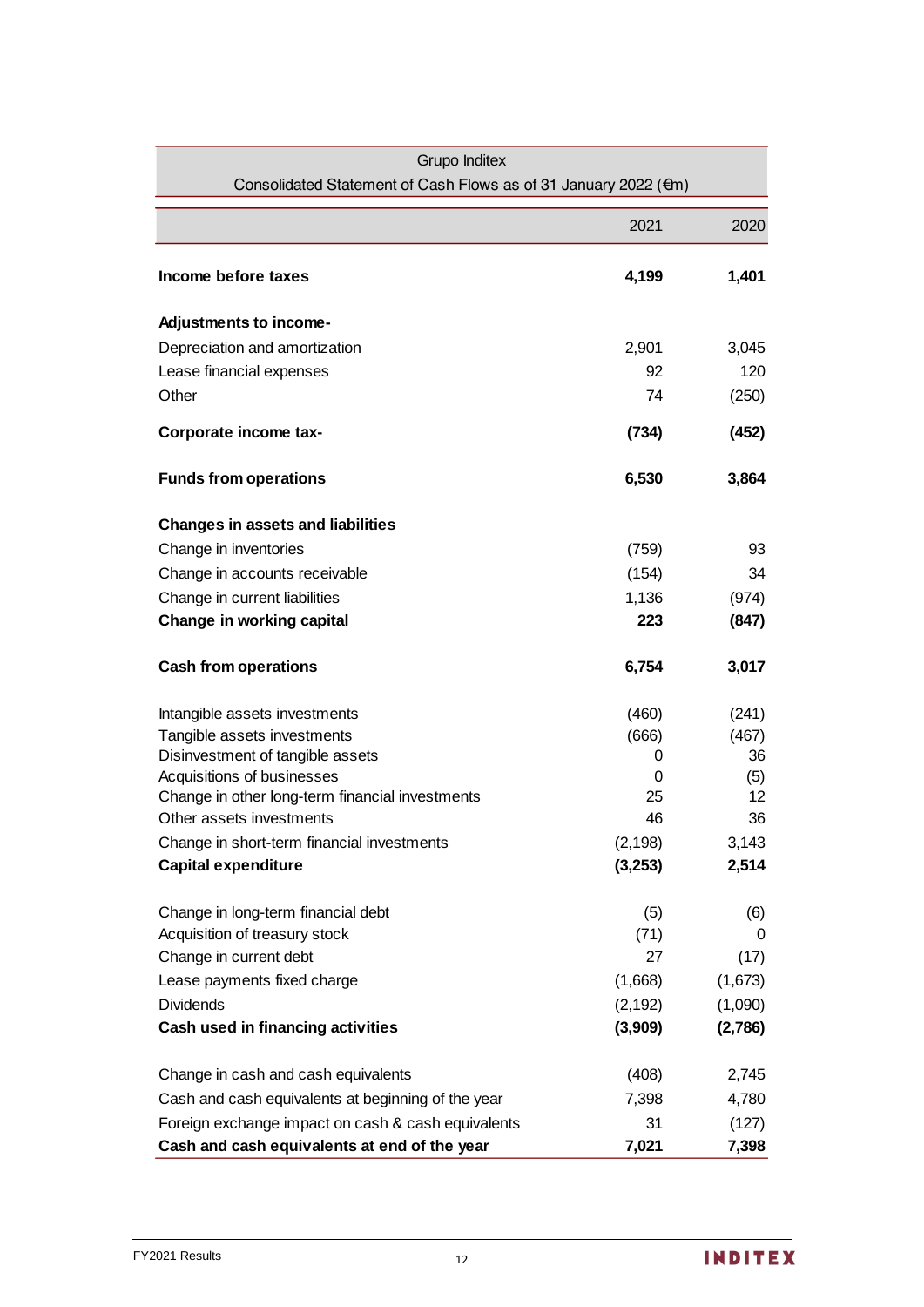| Grupo Inditex<br>Consolidated Statement of Cash Flows as of 31 January 2022 (€m) | | |
|---|---|---|
| | 2021 | 2020 |
| **Income before taxes** | **4,199** | **1,401** |
| **Adjustments to income-** | | |
| Depreciation and amortization | 2,901 | 3,045 |
| Lease financial expenses | 92 | 120 |
| Other | 74 | (250) |
| **Corporate income tax-** | **(734)** | **(452)** |
| **Funds from operations** | **6,530** | **3,864** |
| **Changes in assets and liabilities** | | |
| Change in inventories | (759) | 93 |
| Change in accounts receivable | (154) | 34 |
| Change in current liabilities | 1,136 | (974) |
| **Change in working capital** | **223** | **(847)** |
| **Cash from operations** | **6,754** | **3,017** |
| Intangible assets investments | (460) | (241) |
| Tangible assets investments | (666) | (467) |
| Disinvestment of tangible assets | 0 | 36 |
| Acquisitions of businesses | 0 | (5) |
| Change in other long-term financial investments | 25 | 12 |
| Other assets investments | 46 | 36 |
| Change in short-term financial investments | (2,198) | 3,143 |
| **Capital expenditure** | **(3,253)** | **2,514** |
| Change in long-term financial debt | (5) | (6) |
| Acquisition of treasury stock | (71) | 0 |
| Change in current debt | 27 | (17) |
| Lease payments fixed charge | (1,668) | (1,673) |
| Dividends | (2,192) | (1,090) |
| **Cash used in financing activities** | **(3,909)** | **(2,786)** |
| Change in cash and cash equivalents | (408) | 2,745 |
| Cash and cash equivalents at beginning of the year | 7,398 | 4,780 |
| Foreign exchange impact on cash & cash equivalents | 31 | (127) |
| **Cash and cash equivalents at end of the year** | **7,021** | **7,398** |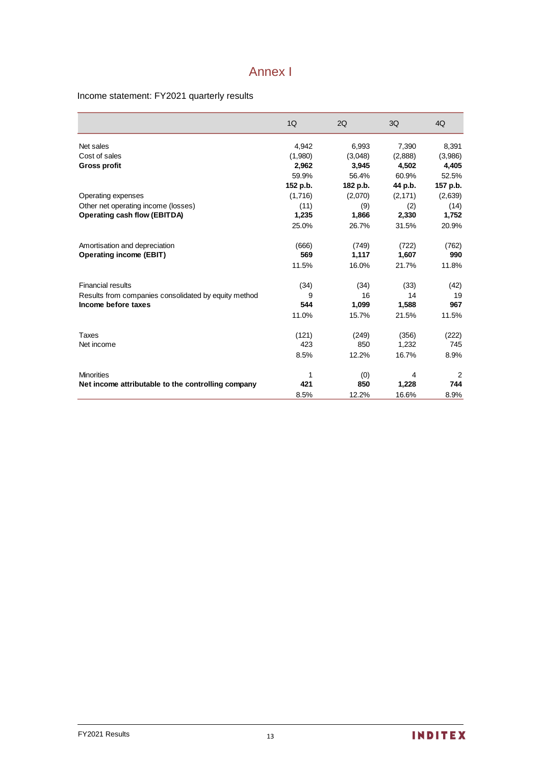# Annex I

Income statement: FY2021 quarterly results

| | 1Q | 2Q | 3Q | 4Q |
|---|---|---|---|---|
| Net sales | 4,942 | 6,993 | 7,390 | 8,391 |
| Cost of sales | (1,980) | (3,048) | (2,888) | (3,986) |
| **Gross profit** | **2,962** | **3,945** | **4,502** | **4,405** |
| | 59.9% | 56.4% | 60.9% | 52.5% |
| | **152 p.b.** | **182 p.b.** | **44 p.b.** | **157 p.b.** |
| Operating expenses | (1,716) | (2,070) | (2,171) | (2,639) |
| Other net operating income (losses) | (11) | (9) | (2) | (14) |
| **Operating cash flow (EBITDA)** | **1,235** | **1,866** | **2,330** | **1,752** |
| | 25.0% | 26.7% | 31.5% | 20.9% |
| Amortisation and depreciation | (666) | (749) | (722) | (762) |
| **Operating income (EBIT)** | **569** | **1,117** | **1,607** | **990** |
| | 11.5% | 16.0% | 21.7% | 11.8% |
| Financial results | (34) | (34) | (33) | (42) |
| Results from companies consolidated by equity method | 9 | 16 | 14 | 19 |
| **Income before taxes** | **544** | **1,099** | **1,588** | **967** |
| | 11.0% | 15.7% | 21.5% | 11.5% |
| Taxes | (121) | (249) | (356) | (222) |
| Net income | 423 | 850 | 1,232 | 745 |
| | 8.5% | 12.2% | 16.7% | 8.9% |
| Minorities | 1 | (0) | 4 | 2 |
| **Net income attributable to the controlling company** | **421** | **850** | **1,228** | **744** |
| | 8.5% | 12.2% | 16.6% | 8.9% |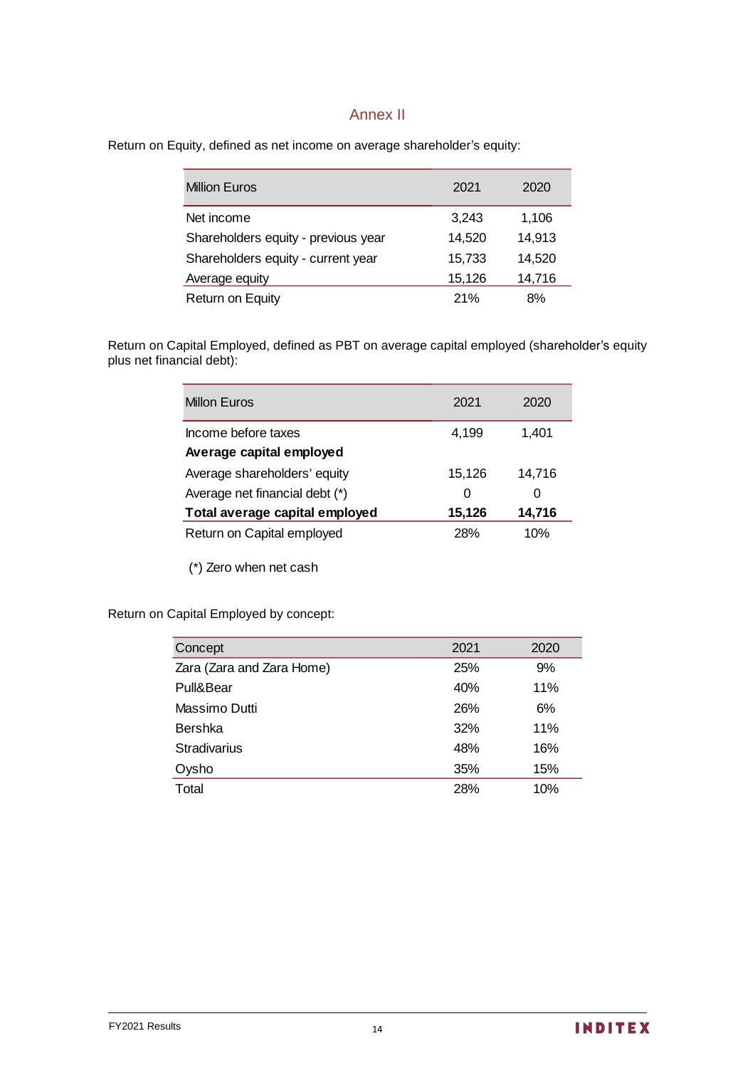# Annex II

Return on Equity, defined as net income on average shareholder's equity:

| Million Euros | 2021 | 2020 |
|---|---|---|
| Net income | 3,243 | 1,106 |
| Shareholders equity - previous year | 14,520 | 14,913 |
| Shareholders equity - current year | 15,733 | 14,520 |
| Average equity | 15,126 | 14,716 |
| Return on Equity | 21% | 8% |

Return on Capital Employed, defined as PBT on average capital employed (shareholder's equity plus net financial debt):

| Millon Euros | 2021 | 2020 |
|---|---|---|
| Income before taxes | 4,199 | 1,401 |
| **Average capital employed** | | |
| Average shareholders' equity | 15,126 | 14,716 |
| Average net financial debt (*) | 0 | 0 |
| **Total average capital employed** | **15,126** | **14,716** |
| Return on Capital employed | 28% | 10% |

(*) Zero when net cash

Return on Capital Employed by concept:

| Concept | 2021 | 2020 |
|---|---|---|
| Zara (Zara and Zara Home) | 25% | 9% |
| Pull&Bear | 40% | 11% |
| Massimo Dutti | 26% | 6% |
| Bershka | 32% | 11% |
| Stradivarius | 48% | 16% |
| Oysho | 35% | 15% |
| Total | 28% | 10% |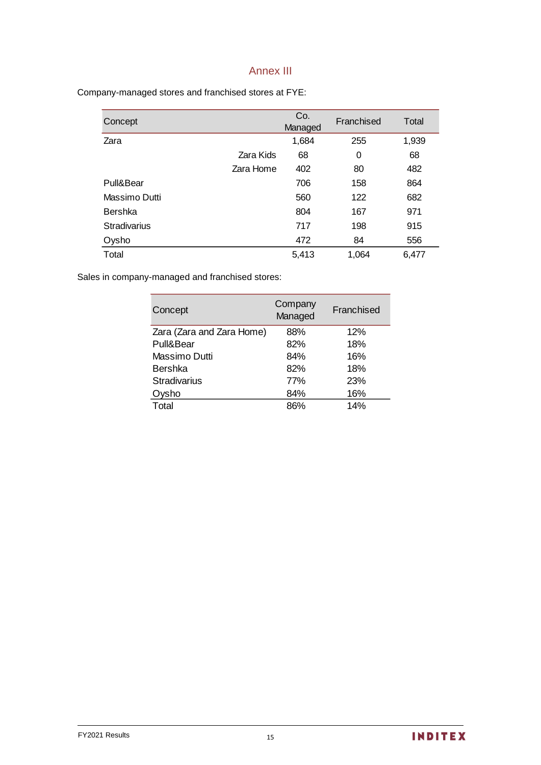## Annex III

Company-managed stores and franchised stores at FYE:

| Concept | | Co. Managed | Franchised | Total |
|---|---|---|---|---|
| Zara | | 1,684 | 255 | 1,939 |
| | Zara Kids | 68 | 0 | 68 |
| | Zara Home | 402 | 80 | 482 |
| Pull&Bear | | 706 | 158 | 864 |
| Massimo Dutti | | 560 | 122 | 682 |
| Bershka | | 804 | 167 | 971 |
| Stradivarius | | 717 | 198 | 915 |
| Oysho | | 472 | 84 | 556 |
| Total | | 5,413 | 1,064 | 6,477 |

Sales in company-managed and franchised stores:

| Concept | Company Managed | Franchised |
|---|---|---|
| Zara (Zara and Zara Home) | 88% | 12% |
| Pull&Bear | 82% | 18% |
| Massimo Dutti | 84% | 16% |
| Bershka | 82% | 18% |
| Stradivarius | 77% | 23% |
| Oysho | 84% | 16% |
| Total | 86% | 14% |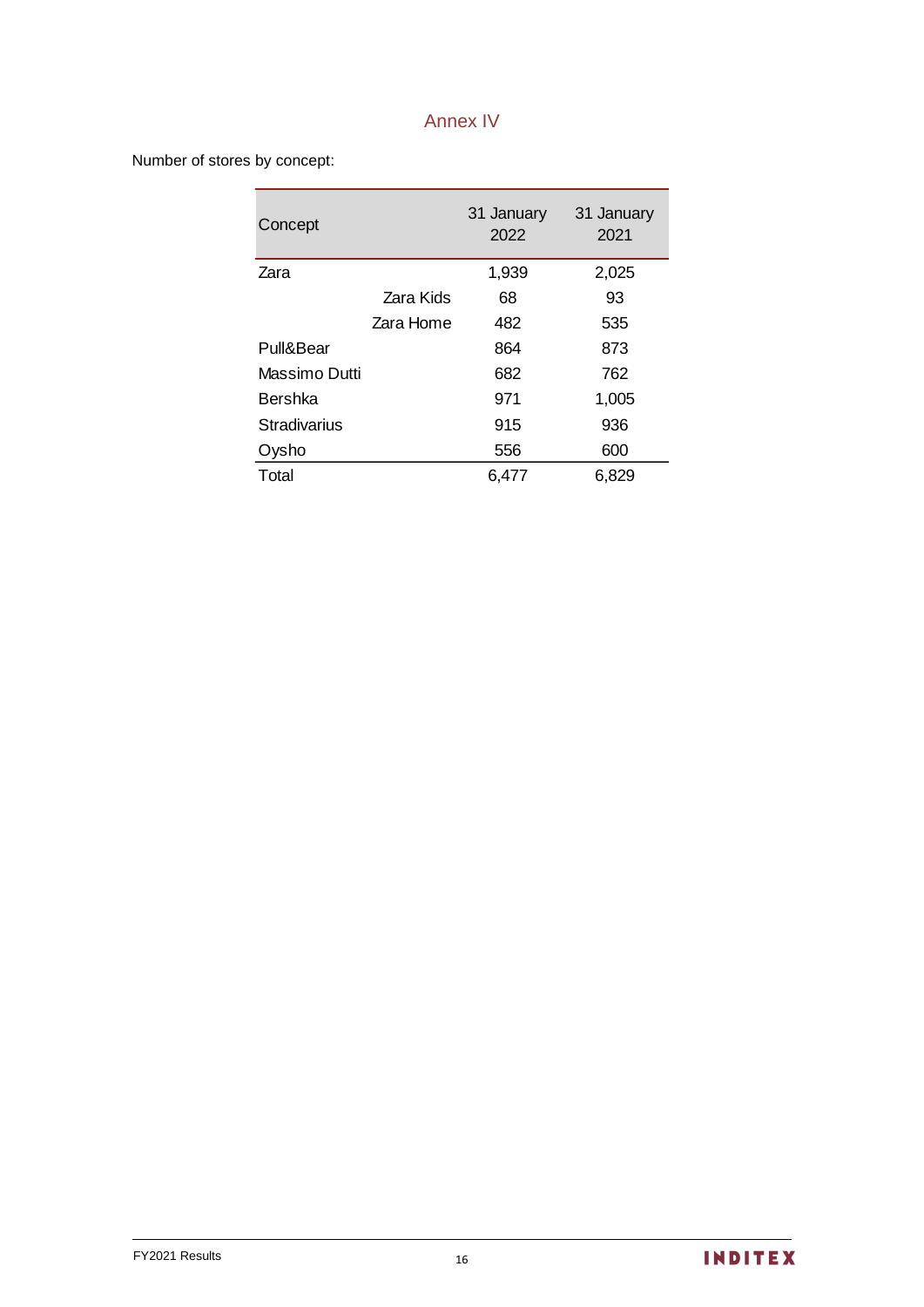## Annex IV

Number of stores by concept:

| Concept | | 31 January 2022 | 31 January 2021 |
|---|---|---|---|
| Zara | | 1,939 | 2,025 |
| | Zara Kids | 68 | 93 |
| | Zara Home | 482 | 535 |
| Pull&Bear | | 864 | 873 |
| Massimo Dutti | | 682 | 762 |
| Bershka | | 971 | 1,005 |
| Stradivarius | | 915 | 936 |
| Oysho | | 556 | 600 |
| Total | | 6,477 | 6,829 |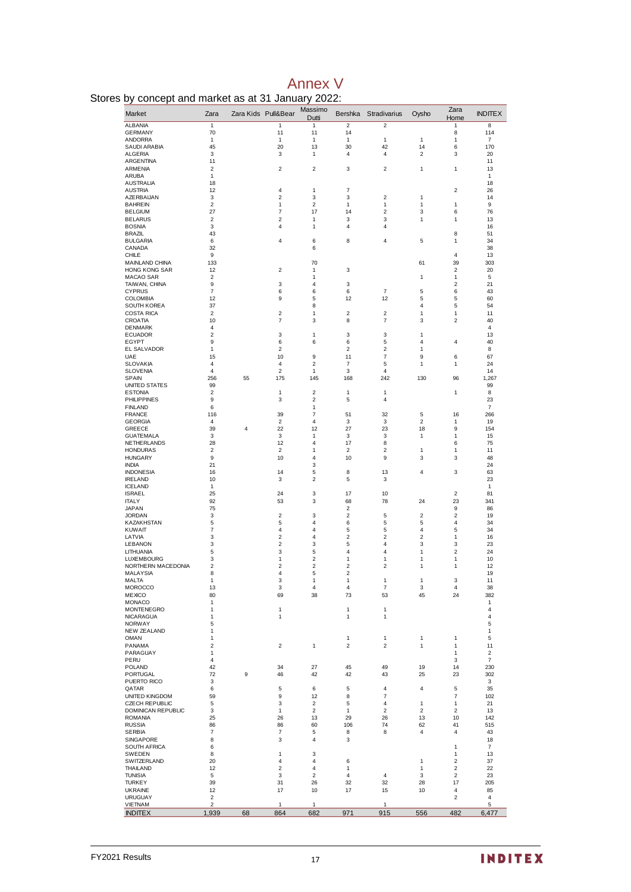# Annex V

Stores by concept and market as at 31 January 2022:

| Market | Zara | Zara Kids | Pull&Bear | Massimo Dutti | Bershka | Stradivarius | Oysho | Zara Home | INDITEX |
|---|---|---|---|---|---|---|---|---|---|
| ALBANIA | 1 | | 1 | 1 | 2 | 2 | | 1 | 8 |
| GERMANY | 70 | | 11 | 11 | 14 | | | 8 | 114 |
| ANDORRA | 1 | | 1 | 1 | 1 | 1 | 1 | 1 | 7 |
| SAUDI ARABIA | 45 | | 20 | 13 | 30 | 42 | 14 | 6 | 170 |
| ALGERIA | 3 | | 3 | 1 | 4 | 4 | 2 | 3 | 20 |
| ARGENTINA | 11 | | | | | | | | 11 |
| ARMENIA | 2 | | 2 | 2 | 3 | 2 | 1 | 1 | 13 |
| ARUBA | 1 | | | | | | | | 1 |
| AUSTRALIA | 18 | | | | | | | | 18 |
| AUSTRIA | 12 | | 4 | 1 | 7 | | | 2 | 26 |
| AZERBAIJAN | 3 | | 2 | 3 | 3 | 2 | 1 | | 14 |
| BAHREIN | 2 | | 1 | 2 | 1 | 1 | 1 | 1 | 9 |
| BELGIUM | 27 | | 7 | 17 | 14 | 2 | 3 | 6 | 76 |
| BELARUS | 2 | | 2 | 1 | 3 | 3 | 1 | 1 | 13 |
| BOSNIA | 3 | | 4 | 1 | 4 | 4 | | | 16 |
| BRAZIL | 43 | | | | | | | 8 | 51 |
| BULGARIA | 6 | | 4 | 6 | 8 | 4 | 5 | 1 | 34 |
| CANADA | 32 | | | 6 | | | | | 38 |
| CHILE | 9 | | | | | | | 4 | 13 |
| MAINLAND CHINA | 133 | | | 70 | | | 61 | 39 | 303 |
| HONG KONG SAR | 12 | | 2 | 1 | 3 | | | 2 | 20 |
| MACAO SAR | 2 | | | 1 | | | 1 | 1 | 5 |
| TAIWAN, CHINA | 9 | | 3 | 4 | 3 | | | 2 | 21 |
| CYPRUS | 7 | | 6 | 6 | 6 | 7 | 5 | 6 | 43 |
| COLOMBIA | 12 | | 9 | 5 | 12 | 12 | 5 | 5 | 60 |
| SOUTH KOREA | 37 | | | 8 | | | 4 | 5 | 54 |
| COSTA RICA | 2 | | 2 | 1 | 2 | 2 | 1 | 1 | 11 |
| CROATIA | 10 | | 7 | 3 | 8 | 7 | 3 | 2 | 40 |
| DENMARK | 4 | | | | | | | | 4 |
| ECUADOR | 2 | | 3 | 1 | 3 | 3 | 1 | | 13 |
| EGYPT | 9 | | 6 | 6 | 6 | 5 | 4 | 4 | 40 |
| EL SALVADOR | 1 | | 2 | | 2 | 2 | 1 | | 8 |
| UAE | 15 | | 10 | 9 | 11 | 7 | 9 | 6 | 67 |
| SLOVAKIA | 4 | | 4 | 2 | 7 | 5 | 1 | 1 | 24 |
| SLOVENIA | 4 | | 2 | 1 | 3 | 4 | | | 14 |
| SPAIN | 256 | 55 | 175 | 145 | 168 | 242 | 130 | 96 | 1,267 |
| UNITED STATES | 99 | | | | | | | | 99 |
| ESTONIA | 2 | | 1 | 2 | 1 | 1 | | 1 | 8 |
| PHILIPPINES | 9 | | 3 | 2 | 5 | 4 | | | 23 |
| FINLAND | 6 | | | 1 | | | | | 7 |
| FRANCE | 116 | | 39 | 7 | 51 | 32 | 5 | 16 | 266 |
| GEORGIA | 4 | | 2 | 4 | 3 | 3 | 2 | 1 | 19 |
| GREECE | 39 | 4 | 22 | 12 | 27 | 23 | 18 | 9 | 154 |
| GUATEMALA | 3 | | 3 | 1 | 3 | 3 | 1 | 1 | 15 |
| NETHERLANDS | 28 | | 12 | 4 | 17 | 8 | | 6 | 75 |
| HONDURAS | 2 | | 2 | 1 | 2 | 2 | 1 | 1 | 11 |
| HUNGARY | 9 | | 10 | 4 | 10 | 9 | 3 | 3 | 48 |
| INDIA | 21 | | | 3 | | | | | 24 |
| INDONESIA | 16 | | 14 | 5 | 8 | 13 | 4 | 3 | 63 |
| IRELAND | 10 | | 3 | 2 | 5 | 3 | | | 23 |
| ICELAND | 1 | | | | | | | | 1 |
| ISRAEL | 25 | | 24 | 3 | 17 | 10 | | 2 | 81 |
| ITALY | 92 | | 53 | 3 | 68 | 78 | 24 | 23 | 341 |
| JAPAN | 75 | | | | 2 | | | 9 | 86 |
| JORDAN | 3 | | 2 | 3 | 2 | 5 | 2 | 2 | 19 |
| KAZAKHSTAN | 5 | | 5 | 4 | 6 | 5 | 5 | 4 | 34 |
| KUWAIT | 7 | | 4 | 4 | 5 | 5 | 4 | 5 | 34 |
| LATVIA | 3 | | 2 | 4 | 2 | 2 | 2 | 1 | 16 |
| LEBANON | 3 | | 2 | 3 | 5 | 4 | 3 | 3 | 23 |
| LITHUANIA | 5 | | 3 | 5 | 4 | 4 | 1 | 2 | 24 |
| LUXEMBOURG | 3 | | 1 | 2 | 1 | 1 | 1 | 1 | 10 |
| NORTHERN MACEDONIA | 2 | | 2 | 2 | 2 | 2 | 1 | 1 | 12 |
| MALAYSIA | 8 | | 4 | 5 | 2 | | | | 19 |
| MALTA | 1 | | 3 | 1 | 1 | 1 | 1 | 3 | 11 |
| MOROCCO | 13 | | 3 | 4 | 4 | 7 | 3 | 4 | 38 |
| MEXICO | 80 | | 69 | 38 | 73 | 53 | 45 | 24 | 382 |
| MONACO | 1 | | | | | | | | 1 |
| MONTENEGRO | 1 | | 1 | | 1 | 1 | | | 4 |
| NICARAGUA | 1 | | 1 | | 1 | 1 | | | 4 |
| NORWAY | 5 | | | | | | | | 5 |
| NEW ZEALAND | 1 | | | | | | | | 1 |
| OMAN | 1 | | | | 1 | 1 | 1 | 1 | 5 |
| PANAMA | 2 | | 2 | 1 | 2 | 2 | 1 | 1 | 11 |
| PARAGUAY | 1 | | | | | | | 1 | 2 |
| PERU | 4 | | | | | | | 3 | 7 |
| POLAND | 42 | | 34 | 27 | 45 | 49 | 19 | 14 | 230 |
| PORTUGAL | 72 | 9 | 46 | 42 | 42 | 43 | 25 | 23 | 302 |
| PUERTO RICO | 3 | | | | | | | | 3 |
| QATAR | 6 | | 5 | 6 | 5 | 4 | 4 | 5 | 35 |
| UNITED KINGDOM | 59 | | 9 | 12 | 8 | 7 | | 7 | 102 |
| CZECH REPUBLIC | 5 | | 3 | 2 | 5 | 4 | 1 | 1 | 21 |
| DOMINICAN REPUBLIC | 3 | | 1 | 2 | 1 | 2 | 2 | 2 | 13 |
| ROMANIA | 25 | | 26 | 13 | 29 | 26 | 13 | 10 | 142 |
| RUSSIA | 86 | | 86 | 60 | 106 | 74 | 62 | 41 | 515 |
| SERBIA | 7 | | 7 | 5 | 8 | 8 | 4 | 4 | 43 |
| SINGAPORE | 8 | | 3 | 4 | 3 | | | | 18 |
| SOUTH AFRICA | 6 | | | | | | | 1 | 7 |
| SWEDEN | 8 | | 1 | 3 | | | | 1 | 13 |
| SWITZERLAND | 20 | | 4 | 4 | 6 | | 1 | 2 | 37 |
| THAILAND | 12 | | 2 | 4 | 1 | | 1 | 2 | 22 |
| TUNISIA | 5 | | 3 | 2 | 4 | 4 | 3 | 2 | 23 |
| TURKEY | 39 | | 31 | 26 | 32 | 32 | 28 | 17 | 205 |
| UKRAINE | 12 | | 17 | 10 | 17 | 15 | 10 | 4 | 85 |
| URUGUAY | 2 | | | | | | | 2 | 4 |
| VIETNAM | 2 | | 1 | 1 | | 1 | | | 5 |
| INDITEX | 1,939 | 68 | 864 | 682 | 971 | 915 | 556 | 482 | 6,477 |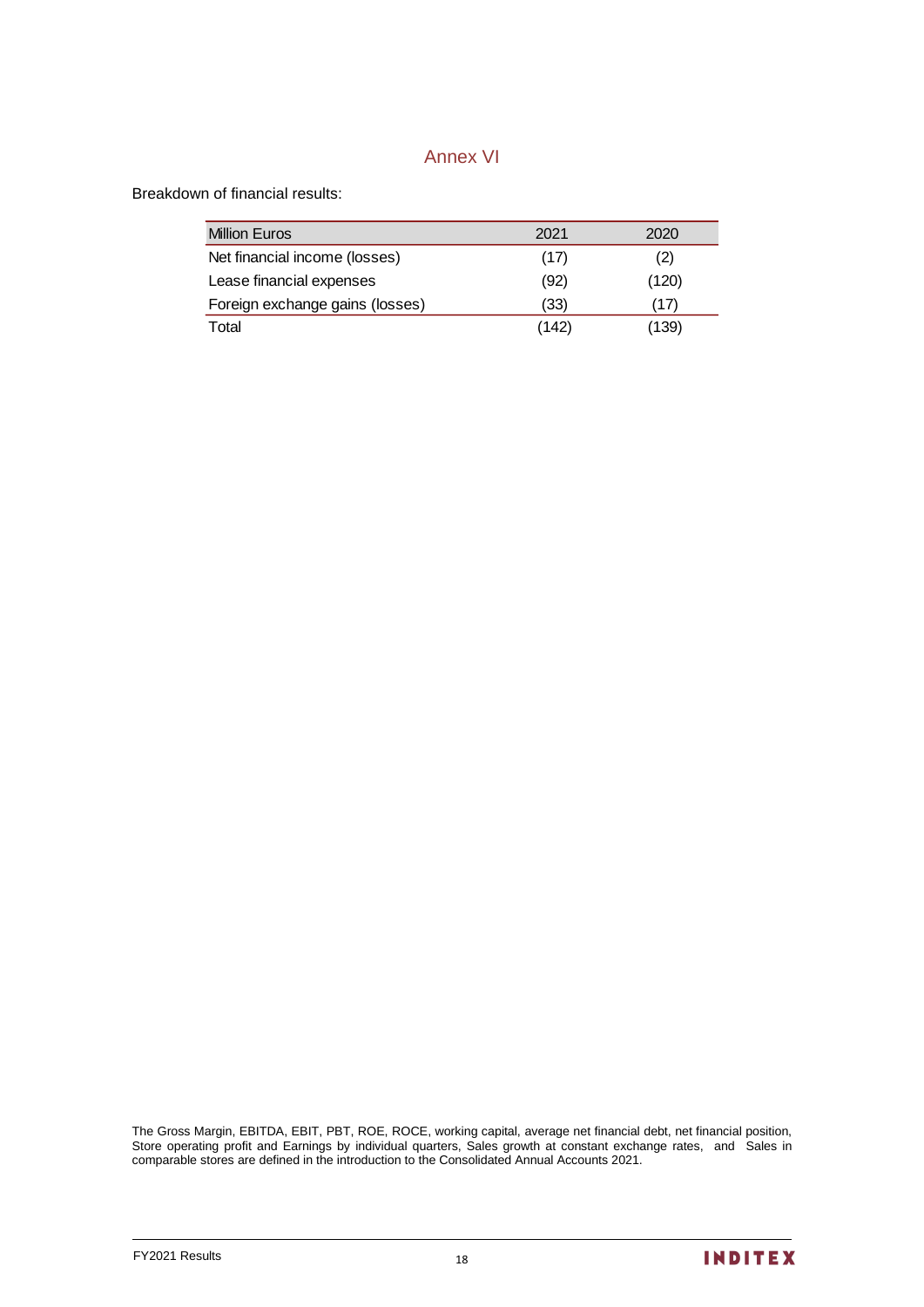## Annex VI

Breakdown of financial results:

| Million Euros | 2021 | 2020 |
|---|---|---|
| Net financial income (losses) | (17) | (2) |
| Lease financial expenses | (92) | (120) |
| Foreign exchange gains (losses) | (33) | (17) |
| Total | (142) | (139) |

The Gross Margin, EBITDA, EBIT, PBT, ROE, ROCE, working capital, average net financial debt, net financial position, Store operating profit and Earnings by individual quarters, Sales growth at constant exchange rates, and Sales in comparable stores are defined in the introduction to the Consolidated Annual Accounts 2021.